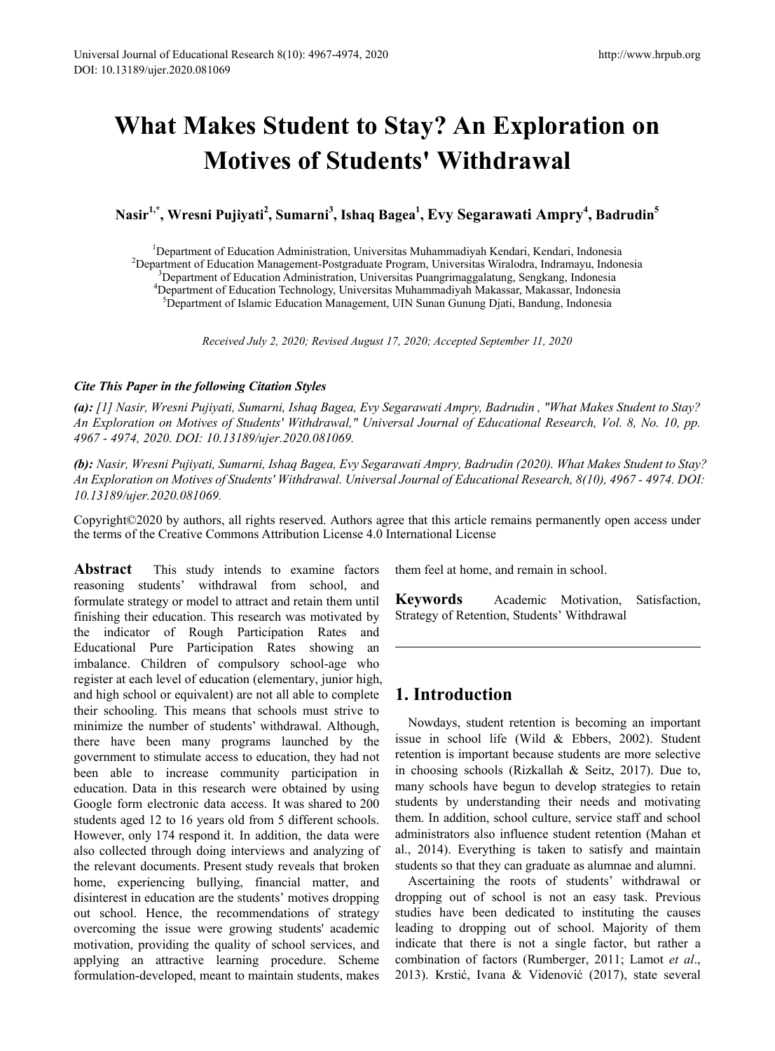# What Makes Student to Stay? An Exploration on Motives of Students' Withdrawal

**Nasir[1,*], Wresni Pujiyati[2], Sumarni[3], Ishaq Bagea[1], Evy Segarawati Ampry[4], Badrudin[5]**

[1]Department of Education Administration, Universitas Muhammadiyah Kendari, Kendari, Indonesia
[2]Department of Education Management-Postgraduate Program, Universitas Wiralodra, Indramayu, Indonesia
[3]Department of Education Administration, Universitas Puangrimaggalatung, Sengkang, Indonesia
[4]Department of Education Technology, Universitas Muhammadiyah Makassar, Makassar, Indonesia
[5]Department of Islamic Education Management, UIN Sunan Gunung Djati, Bandung, Indonesia

*Received July 2, 2020; Revised August 17, 2020; Accepted September 11, 2020*

***Cite This Paper in the following Citation Styles***

***(a):*** *[1] Nasir, Wresni Pujiyati, Sumarni, Ishaq Bagea, Evy Segarawati Ampry, Badrudin , "What Makes Student to Stay? An Exploration on Motives of Students' Withdrawal," Universal Journal of Educational Research, Vol. 8, No. 10, pp. 4967 - 4974, 2020. DOI: 10.13189/ujer.2020.081069.*

***(b):*** *Nasir, Wresni Pujiyati, Sumarni, Ishaq Bagea, Evy Segarawati Ampry, Badrudin (2020). What Makes Student to Stay? An Exploration on Motives of Students' Withdrawal. Universal Journal of Educational Research, 8(10), 4967 - 4974. DOI: 10.13189/ujer.2020.081069.*

Copyright©2020 by authors, all rights reserved. Authors agree that this article remains permanently open access under the terms of the Creative Commons Attribution License 4.0 International License

**Abstract** This study intends to examine factors reasoning students' withdrawal from school, and formulate strategy or model to attract and retain them until finishing their education. This research was motivated by the indicator of Rough Participation Rates and Educational Pure Participation Rates showing an imbalance. Children of compulsory school-age who register at each level of education (elementary, junior high, and high school or equivalent) are not all able to complete their schooling. This means that schools must strive to minimize the number of students' withdrawal. Although, there have been many programs launched by the government to stimulate access to education, they had not been able to increase community participation in education. Data in this research were obtained by using Google form electronic data access. It was shared to 200 students aged 12 to 16 years old from 5 different schools. However, only 174 respond it. In addition, the data were also collected through doing interviews and analyzing of the relevant documents. Present study reveals that broken home, experiencing bullying, financial matter, and disinterest in education are the students' motives dropping out school. Hence, the recommendations of strategy overcoming the issue were growing students' academic motivation, providing the quality of school services, and applying an attractive learning procedure. Scheme formulation-developed, meant to maintain students, makes them feel at home, and remain in school.

**Keywords** Academic Motivation, Satisfaction, Strategy of Retention, Students' Withdrawal

## 1. Introduction

Nowdays, student retention is becoming an important issue in school life (Wild & Ebbers, 2002). Student retention is important because students are more selective in choosing schools (Rizkallah & Seitz, 2017). Due to, many schools have begun to develop strategies to retain students by understanding their needs and motivating them. In addition, school culture, service staff and school administrators also influence student retention (Mahan et al., 2014). Everything is taken to satisfy and maintain students so that they can graduate as alumnae and alumni.

Ascertaining the roots of students' withdrawal or dropping out of school is not an easy task. Previous studies have been dedicated to instituting the causes leading to dropping out of school. Majority of them indicate that there is not a single factor, but rather a combination of factors (Rumberger, 2011; Lamot *et al*., 2013). Krstić, Ivana & Videnović (2017), state several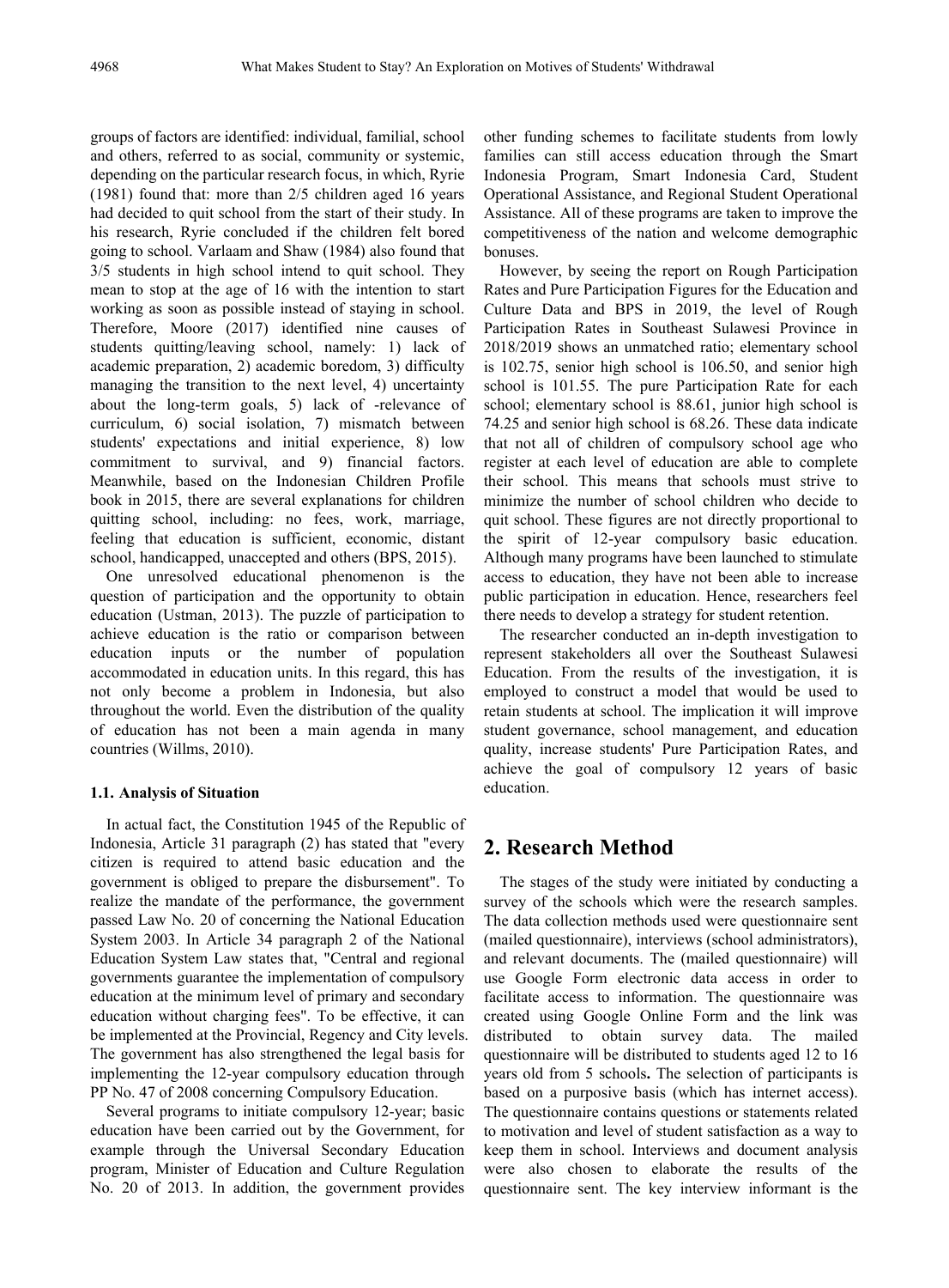groups of factors are identified: individual, familial, school and others, referred to as social, community or systemic, depending on the particular research focus, in which, Ryrie (1981) found that: more than 2/5 children aged 16 years had decided to quit school from the start of their study. In his research, Ryrie concluded if the children felt bored going to school. Varlaam and Shaw (1984) also found that 3/5 students in high school intend to quit school. They mean to stop at the age of 16 with the intention to start working as soon as possible instead of staying in school. Therefore, Moore (2017) identified nine causes of students quitting/leaving school, namely: 1) lack of academic preparation, 2) academic boredom, 3) difficulty managing the transition to the next level, 4) uncertainty about the long-term goals, 5) lack of -relevance of curriculum, 6) social isolation, 7) mismatch between students' expectations and initial experience, 8) low commitment to survival, and 9) financial factors. Meanwhile, based on the Indonesian Children Profile book in 2015, there are several explanations for children quitting school, including: no fees, work, marriage, feeling that education is sufficient, economic, distant school, handicapped, unaccepted and others (BPS, 2015).

One unresolved educational phenomenon is the question of participation and the opportunity to obtain education (Ustman, 2013). The puzzle of participation to achieve education is the ratio or comparison between education inputs or the number of population accommodated in education units. In this regard, this has not only become a problem in Indonesia, but also throughout the world. Even the distribution of the quality of education has not been a main agenda in many countries (Willms, 2010).

### 1.1. Analysis of Situation

In actual fact, the Constitution 1945 of the Republic of Indonesia, Article 31 paragraph (2) has stated that "every citizen is required to attend basic education and the government is obliged to prepare the disbursement". To realize the mandate of the performance, the government passed Law No. 20 of concerning the National Education System 2003. In Article 34 paragraph 2 of the National Education System Law states that, "Central and regional governments guarantee the implementation of compulsory education at the minimum level of primary and secondary education without charging fees". To be effective, it can be implemented at the Provincial, Regency and City levels. The government has also strengthened the legal basis for implementing the 12-year compulsory education through PP No. 47 of 2008 concerning Compulsory Education.

Several programs to initiate compulsory 12-year; basic education have been carried out by the Government, for example through the Universal Secondary Education program, Minister of Education and Culture Regulation No. 20 of 2013. In addition, the government provides other funding schemes to facilitate students from lowly families can still access education through the Smart Indonesia Program, Smart Indonesia Card, Student Operational Assistance, and Regional Student Operational Assistance. All of these programs are taken to improve the competitiveness of the nation and welcome demographic bonuses.

However, by seeing the report on Rough Participation Rates and Pure Participation Figures for the Education and Culture Data and BPS in 2019, the level of Rough Participation Rates in Southeast Sulawesi Province in 2018/2019 shows an unmatched ratio; elementary school is 102.75, senior high school is 106.50, and senior high school is 101.55. The pure Participation Rate for each school; elementary school is 88.61, junior high school is 74.25 and senior high school is 68.26. These data indicate that not all of children of compulsory school age who register at each level of education are able to complete their school. This means that schools must strive to minimize the number of school children who decide to quit school. These figures are not directly proportional to the spirit of 12-year compulsory basic education. Although many programs have been launched to stimulate access to education, they have not been able to increase public participation in education. Hence, researchers feel there needs to develop a strategy for student retention.

The researcher conducted an in-depth investigation to represent stakeholders all over the Southeast Sulawesi Education. From the results of the investigation, it is employed to construct a model that would be used to retain students at school. The implication it will improve student governance, school management, and education quality, increase students' Pure Participation Rates, and achieve the goal of compulsory 12 years of basic education.

## 2. Research Method

The stages of the study were initiated by conducting a survey of the schools which were the research samples. The data collection methods used were questionnaire sent (mailed questionnaire), interviews (school administrators), and relevant documents. The (mailed questionnaire) will use Google Form electronic data access in order to facilitate access to information. The questionnaire was created using Google Online Form and the link was distributed to obtain survey data. The mailed questionnaire will be distributed to students aged 12 to 16 years old from 5 schools**.** The selection of participants is based on a purposive basis (which has internet access). The questionnaire contains questions or statements related to motivation and level of student satisfaction as a way to keep them in school. Interviews and document analysis were also chosen to elaborate the results of the questionnaire sent. The key interview informant is the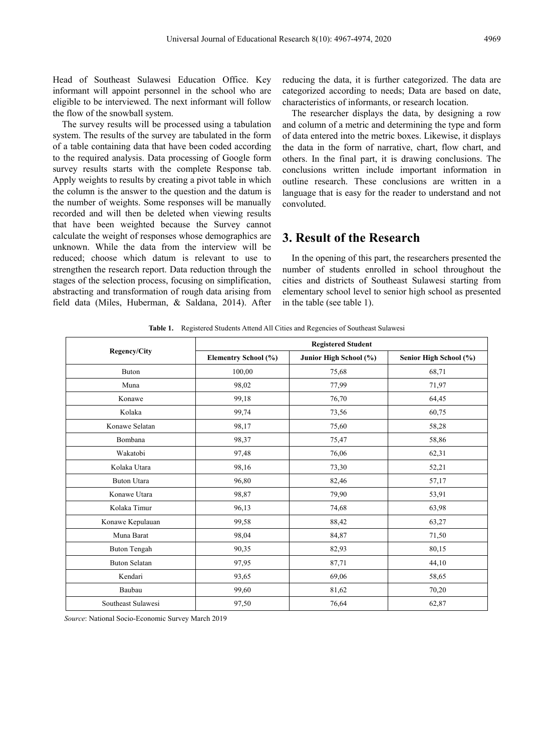Head of Southeast Sulawesi Education Office. Key informant will appoint personnel in the school who are eligible to be interviewed. The next informant will follow the flow of the snowball system.

The survey results will be processed using a tabulation system. The results of the survey are tabulated in the form of a table containing data that have been coded according to the required analysis. Data processing of Google form survey results starts with the complete Response tab. Apply weights to results by creating a pivot table in which the column is the answer to the question and the datum is the number of weights. Some responses will be manually recorded and will then be deleted when viewing results that have been weighted because the Survey cannot calculate the weight of responses whose demographics are unknown. While the data from the interview will be reduced; choose which datum is relevant to use to strengthen the research report. Data reduction through the stages of the selection process, focusing on simplification, abstracting and transformation of rough data arising from field data (Miles, Huberman, & Saldana, 2014). After reducing the data, it is further categorized. The data are categorized according to needs; Data are based on date, characteristics of informants, or research location.

The researcher displays the data, by designing a row and column of a metric and determining the type and form of data entered into the metric boxes. Likewise, it displays the data in the form of narrative, chart, flow chart, and others. In the final part, it is drawing conclusions. The conclusions written include important information in outline research. These conclusions are written in a language that is easy for the reader to understand and not convoluted.

# 3. Result of the Research

In the opening of this part, the researchers presented the number of students enrolled in school throughout the cities and districts of Southeast Sulawesi starting from elementary school level to senior high school as presented in the table (see table 1).

**Table 1.** Registered Students Attend All Cities and Regencies of Southeast Sulawesi

| Regency/City | Registered Student | | |
|---|---|---|---|
| | **Elementry School (%)** | **Junior High School (%)** | **Senior High School (%)** |
| Buton | 100,00 | 75,68 | 68,71 |
| Muna | 98,02 | 77,99 | 71,97 |
| Konawe | 99,18 | 76,70 | 64,45 |
| Kolaka | 99,74 | 73,56 | 60,75 |
| Konawe Selatan | 98,17 | 75,60 | 58,28 |
| Bombana | 98,37 | 75,47 | 58,86 |
| Wakatobi | 97,48 | 76,06 | 62,31 |
| Kolaka Utara | 98,16 | 73,30 | 52,21 |
| Buton Utara | 96,80 | 82,46 | 57,17 |
| Konawe Utara | 98,87 | 79,90 | 53,91 |
| Kolaka Timur | 96,13 | 74,68 | 63,98 |
| Konawe Kepulauan | 99,58 | 88,42 | 63,27 |
| Muna Barat | 98,04 | 84,87 | 71,50 |
| Buton Tengah | 90,35 | 82,93 | 80,15 |
| Buton Selatan | 97,95 | 87,71 | 44,10 |
| Kendari | 93,65 | 69,06 | 58,65 |
| Baubau | 99,60 | 81,62 | 70,20 |
| Southeast Sulawesi | 97,50 | 76,64 | 62,87 |

*Source*: National Socio-Economic Survey March 2019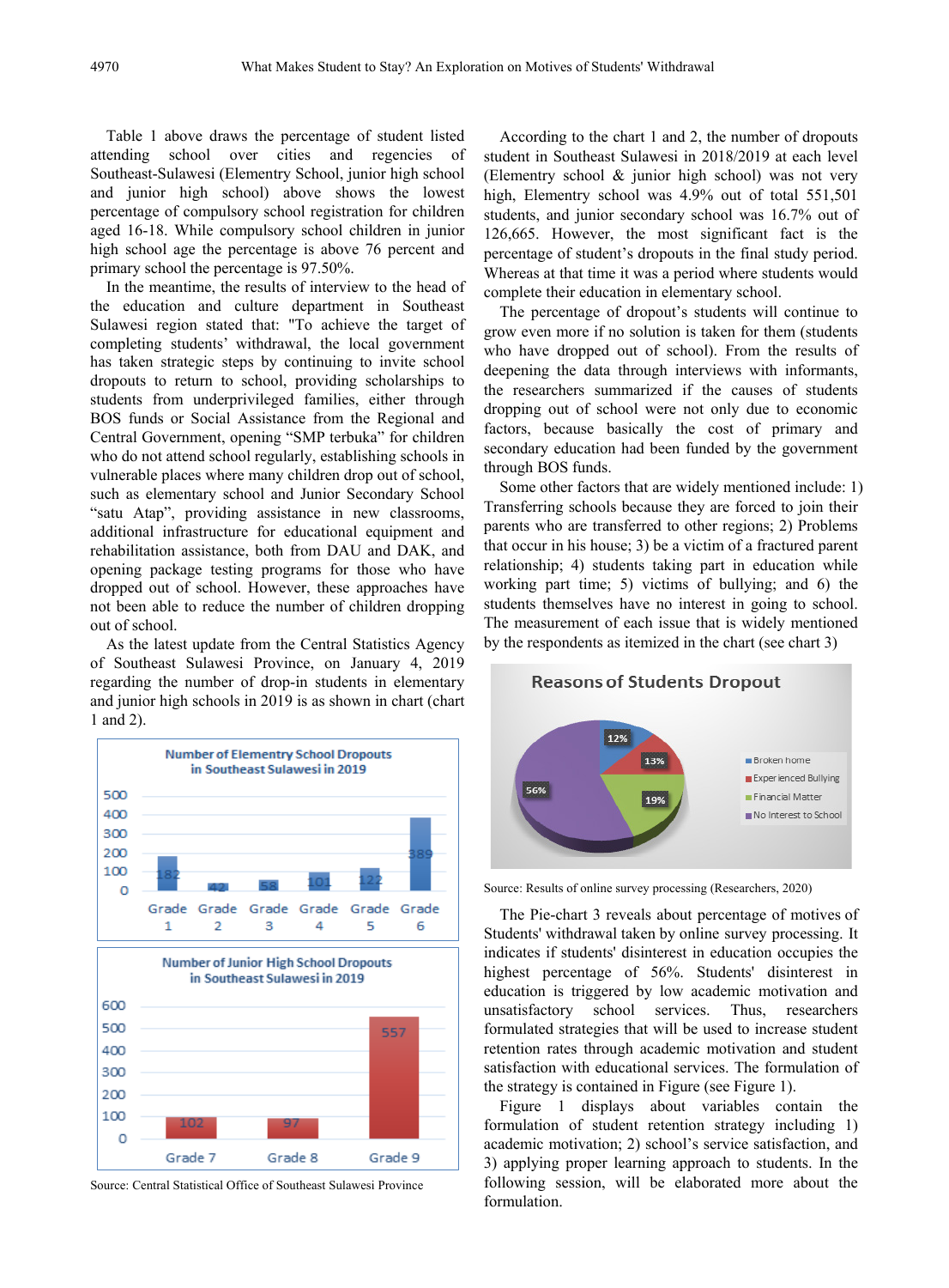Table 1 above draws the percentage of student listed attending school over cities and regencies of Southeast-Sulawesi (Elementry School, junior high school and junior high school) above shows the lowest percentage of compulsory school registration for children aged 16-18. While compulsory school children in junior high school age the percentage is above 76 percent and primary school the percentage is 97.50%.

In the meantime, the results of interview to the head of the education and culture department in Southeast Sulawesi region stated that: "To achieve the target of completing students' withdrawal, the local government has taken strategic steps by continuing to invite school dropouts to return to school, providing scholarships to students from underprivileged families, either through BOS funds or Social Assistance from the Regional and Central Government, opening "SMP terbuka" for children who do not attend school regularly, establishing schools in vulnerable places where many children drop out of school, such as elementary school and Junior Secondary School "satu Atap", providing assistance in new classrooms, additional infrastructure for educational equipment and rehabilitation assistance, both from DAU and DAK, and opening package testing programs for those who have dropped out of school. However, these approaches have not been able to reduce the number of children dropping out of school.

As the latest update from the Central Statistics Agency of Southeast Sulawesi Province, on January 4, 2019 regarding the number of drop-in students in elementary and junior high schools in 2019 is as shown in chart (chart 1 and 2).

**Number of Elementry School Dropouts in Southeast Sulawesi in 2019**

| Grade 1 | Grade 2 | Grade 3 | Grade 4 | Grade 5 | Grade 6 |
|---|---|---|---|---|---|
| 182 | 42 | 58 | 101 | 122 | 389 |

**Number of Junior High School Dropouts in Southeast Sulawesi in 2019**

| Grade 7 | Grade 8 | Grade 9 |
|---|---|---|
| 102 | 97 | 557 |

Source: Central Statistical Office of Southeast Sulawesi Province

According to the chart 1 and 2, the number of dropouts student in Southeast Sulawesi in 2018/2019 at each level (Elementry school & junior high school) was not very high, Elementry school was 4.9% out of total 551,501 students, and junior secondary school was 16.7% out of 126,665. However, the most significant fact is the percentage of student's dropouts in the final study period. Whereas at that time it was a period where students would complete their education in elementary school.

The percentage of dropout's students will continue to grow even more if no solution is taken for them (students who have dropped out of school). From the results of deepening the data through interviews with informants, the researchers summarized if the causes of students dropping out of school were not only due to economic factors, because basically the cost of primary and secondary education had been funded by the government through BOS funds.

Some other factors that are widely mentioned include: 1) Transferring schools because they are forced to join their parents who are transferred to other regions; 2) Problems that occur in his house; 3) be a victim of a fractured parent relationship; 4) students taking part in education while working part time; 5) victims of bullying; and 6) the students themselves have no interest in going to school. The measurement of each issue that is widely mentioned by the respondents as itemized in the chart (see chart 3)

**Reasons of Students Dropout**

| Reason | Percentage |
|---|---|
| Broken home | 12% |
| Experienced Bullying | 13% |
| Financial Matter | 19% |
| No Interest to School | 56% |

Source: Results of online survey processing (Researchers, 2020)

The Pie-chart 3 reveals about percentage of motives of Students' withdrawal taken by online survey processing. It indicates if students' disinterest in education occupies the highest percentage of 56%. Students' disinterest in education is triggered by low academic motivation and unsatisfactory school services. Thus, researchers formulated strategies that will be used to increase student retention rates through academic motivation and student satisfaction with educational services. The formulation of the strategy is contained in Figure (see Figure 1).

Figure 1 displays about variables contain the formulation of student retention strategy including 1) academic motivation; 2) school's service satisfaction, and 3) applying proper learning approach to students. In the following session, will be elaborated more about the formulation.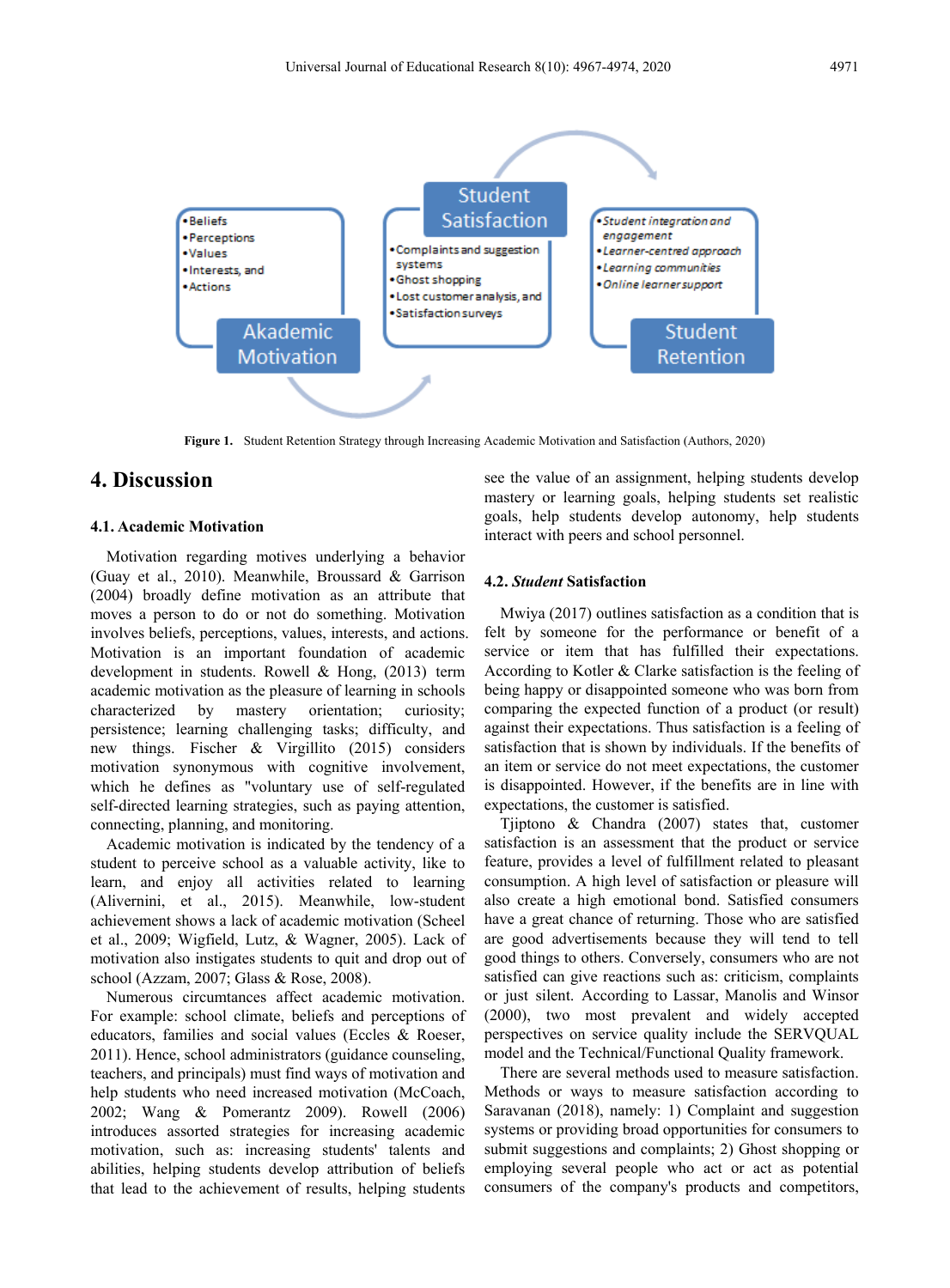Figure 1. Student Retention Strategy through Increasing Academic Motivation and Satisfaction (Authors, 2020)

## 4. Discussion

### 4.1. Academic Motivation

Motivation regarding motives underlying a behavior (Guay et al., 2010). Meanwhile, Broussard & Garrison (2004) broadly define motivation as an attribute that moves a person to do or not do something. Motivation involves beliefs, perceptions, values, interests, and actions. Motivation is an important foundation of academic development in students. Rowell & Hong, (2013) term academic motivation as the pleasure of learning in schools characterized by mastery orientation; curiosity; persistence; learning challenging tasks; difficulty, and new things. Fischer & Virgillito (2015) considers motivation synonymous with cognitive involvement, which he defines as "voluntary use of self-regulated self-directed learning strategies, such as paying attention, connecting, planning, and monitoring.

Academic motivation is indicated by the tendency of a student to perceive school as a valuable activity, like to learn, and enjoy all activities related to learning (Alivernini, et al., 2015). Meanwhile, low-student achievement shows a lack of academic motivation (Scheel et al., 2009; Wigfield, Lutz, & Wagner, 2005). Lack of motivation also instigates students to quit and drop out of school (Azzam, 2007; Glass & Rose, 2008).

Numerous circumtances affect academic motivation. For example: school climate, beliefs and perceptions of educators, families and social values (Eccles & Roeser, 2011). Hence, school administrators (guidance counseling, teachers, and principals) must find ways of motivation and help students who need increased motivation (McCoach, 2002; Wang & Pomerantz 2009). Rowell (2006) introduces assorted strategies for increasing academic motivation, such as: increasing students' talents and abilities, helping students develop attribution of beliefs that lead to the achievement of results, helping students see the value of an assignment, helping students develop mastery or learning goals, helping students set realistic goals, help students develop autonomy, help students interact with peers and school personnel.

### 4.2. *Student* Satisfaction

Mwiya (2017) outlines satisfaction as a condition that is felt by someone for the performance or benefit of a service or item that has fulfilled their expectations. According to Kotler & Clarke satisfaction is the feeling of being happy or disappointed someone who was born from comparing the expected function of a product (or result) against their expectations. Thus satisfaction is a feeling of satisfaction that is shown by individuals. If the benefits of an item or service do not meet expectations, the customer is disappointed. However, if the benefits are in line with expectations, the customer is satisfied.

Tjiptono & Chandra (2007) states that, customer satisfaction is an assessment that the product or service feature, provides a level of fulfillment related to pleasant consumption. A high level of satisfaction or pleasure will also create a high emotional bond. Satisfied consumers have a great chance of returning. Those who are satisfied are good advertisements because they will tend to tell good things to others. Conversely, consumers who are not satisfied can give reactions such as: criticism, complaints or just silent. According to Lassar, Manolis and Winsor (2000), two most prevalent and widely accepted perspectives on service quality include the SERVQUAL model and the Technical/Functional Quality framework.

There are several methods used to measure satisfaction. Methods or ways to measure satisfaction according to Saravanan (2018), namely: 1) Complaint and suggestion systems or providing broad opportunities for consumers to submit suggestions and complaints; 2) Ghost shopping or employing several people who act or act as potential consumers of the company's products and competitors,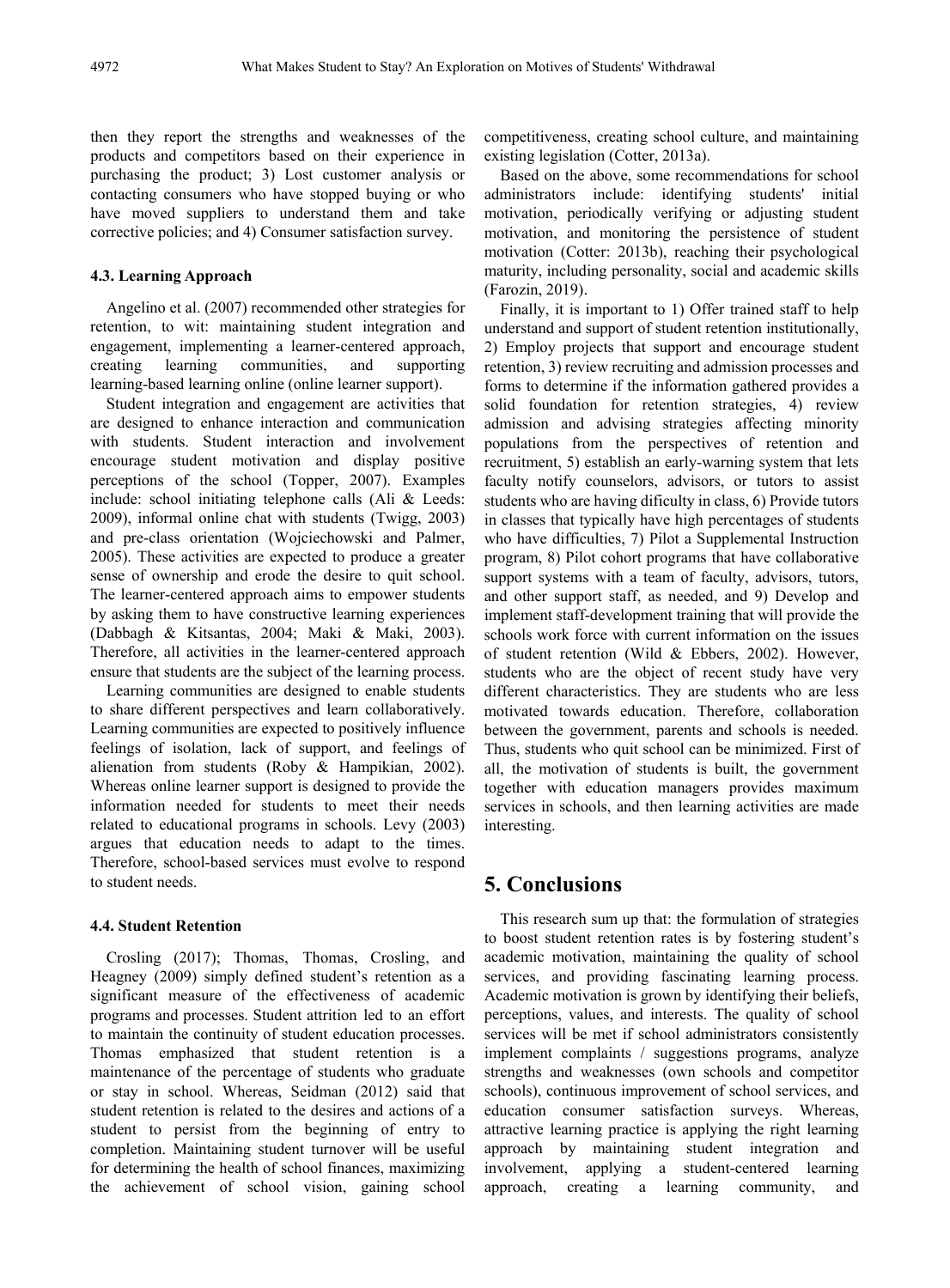then they report the strengths and weaknesses of the products and competitors based on their experience in purchasing the product; 3) Lost customer analysis or contacting consumers who have stopped buying or who have moved suppliers to understand them and take corrective policies; and 4) Consumer satisfaction survey.

### 4.3. Learning Approach

Angelino et al. (2007) recommended other strategies for retention, to wit: maintaining student integration and engagement, implementing a learner-centered approach, creating learning communities, and supporting learning-based learning online (online learner support).

Student integration and engagement are activities that are designed to enhance interaction and communication with students. Student interaction and involvement encourage student motivation and display positive perceptions of the school (Topper, 2007). Examples include: school initiating telephone calls (Ali & Leeds: 2009), informal online chat with students (Twigg, 2003) and pre-class orientation (Wojciechowski and Palmer, 2005). These activities are expected to produce a greater sense of ownership and erode the desire to quit school. The learner-centered approach aims to empower students by asking them to have constructive learning experiences (Dabbagh & Kitsantas, 2004; Maki & Maki, 2003). Therefore, all activities in the learner-centered approach ensure that students are the subject of the learning process.

Learning communities are designed to enable students to share different perspectives and learn collaboratively. Learning communities are expected to positively influence feelings of isolation, lack of support, and feelings of alienation from students (Roby & Hampikian, 2002). Whereas online learner support is designed to provide the information needed for students to meet their needs related to educational programs in schools. Levy (2003) argues that education needs to adapt to the times. Therefore, school-based services must evolve to respond to student needs.

### 4.4. Student Retention

Crosling (2017); Thomas, Thomas, Crosling, and Heagney (2009) simply defined student's retention as a significant measure of the effectiveness of academic programs and processes. Student attrition led to an effort to maintain the continuity of student education processes. Thomas emphasized that student retention is a maintenance of the percentage of students who graduate or stay in school. Whereas, Seidman (2012) said that student retention is related to the desires and actions of a student to persist from the beginning of entry to completion. Maintaining student turnover will be useful for determining the health of school finances, maximizing the achievement of school vision, gaining school competitiveness, creating school culture, and maintaining existing legislation (Cotter, 2013a).

Based on the above, some recommendations for school administrators include: identifying students' initial motivation, periodically verifying or adjusting student motivation, and monitoring the persistence of student motivation (Cotter: 2013b), reaching their psychological maturity, including personality, social and academic skills (Farozin, 2019).

Finally, it is important to 1) Offer trained staff to help understand and support of student retention institutionally, 2) Employ projects that support and encourage student retention, 3) review recruiting and admission processes and forms to determine if the information gathered provides a solid foundation for retention strategies, 4) review admission and advising strategies affecting minority populations from the perspectives of retention and recruitment, 5) establish an early-warning system that lets faculty notify counselors, advisors, or tutors to assist students who are having dificulty in class, 6) Provide tutors in classes that typically have high percentages of students who have difficulties, 7) Pilot a Supplemental Instruction program, 8) Pilot cohort programs that have collaborative support systems with a team of faculty, advisors, tutors, and other support staff, as needed, and 9) Develop and implement staff-development training that will provide the schools work force with current information on the issues of student retention (Wild & Ebbers, 2002). However, students who are the object of recent study have very different characteristics. They are students who are less motivated towards education. Therefore, collaboration between the government, parents and schools is needed. Thus, students who quit school can be minimized. First of all, the motivation of students is built, the government together with education managers provides maximum services in schools, and then learning activities are made interesting.

## 5. Conclusions

This research sum up that: the formulation of strategies to boost student retention rates is by fostering student's academic motivation, maintaining the quality of school services, and providing fascinating learning process. Academic motivation is grown by identifying their beliefs, perceptions, values, and interests. The quality of school services will be met if school administrators consistently implement complaints / suggestions programs, analyze strengths and weaknesses (own schools and competitor schools), continuous improvement of school services, and education consumer satisfaction surveys. Whereas, attractive learning practice is applying the right learning approach by maintaining student integration and involvement, applying a student-centered learning approach, creating a learning community, and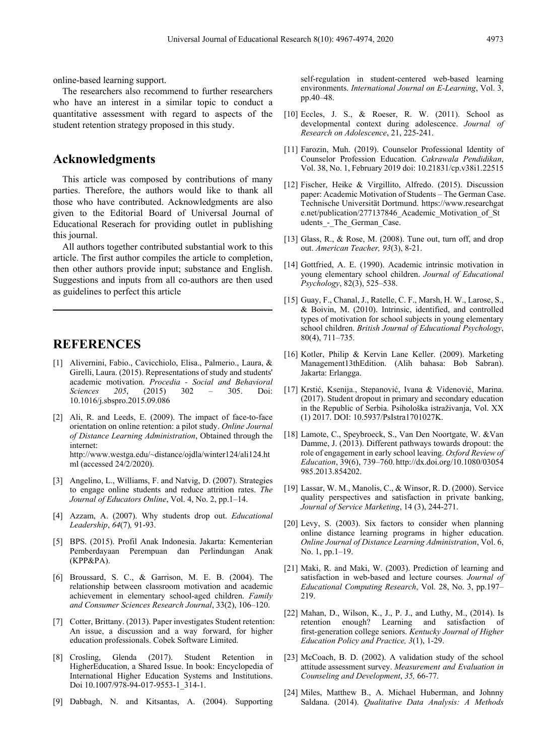online-based learning support.

The researchers also recommend to further researchers who have an interest in a similar topic to conduct a quantitative assessment with regard to aspects of the student retention strategy proposed in this study.

## Acknowledgments

This article was composed by contributions of many parties. Therefore, the authors would like to thank all those who have contributed. Acknowledgments are also given to the Editorial Board of Universal Journal of Educational Reserach for providing outlet in publishing this journal.

All authors together contributed substantial work to this article. The first author compiles the article to completion, then other authors provide input; substance and English. Suggestions and inputs from all co-authors are then used as guidelines to perfect this article

## REFERENCES

[1] Alivernini, Fabio., Cavicchiolo, Elisa., Palmerio., Laura, & Girelli, Laura. (2015). Representations of study and students' academic motivation. *Procedia - Social and Behavioral Sciences 205*, (2015) 302 – 305. Doi: 10.1016/j.sbspro.2015.09.086

[2] Ali, R. and Leeds, E. (2009). The impact of face-to-face orientation on online retention: a pilot study. *Online Journal of Distance Learning Administration*, Obtained through the internet: http://www.westga.edu/~distance/ojdla/winter124/ali124.html (accessed 24/2/2020).

[3] Angelino, L., Williams, F. and Natvig, D. (2007). Strategies to engage online students and reduce attrition rates. *The Journal of Educators Online*, Vol. 4, No. 2, pp.1–14.

[4] Azzam, A. (2007). Why students drop out. *Educational Leadership*, *64*(7)*,* 91-93.

[5] BPS. (2015). Profil Anak Indonesia. Jakarta: Kementerian Pemberdayaan Perempuan dan Perlindungan Anak (KPP&PA).

[6] Broussard, S. C., & Garrison, M. E. B. (2004). The relationship between classroom motivation and academic achievement in elementary school-aged children. *Family and Consumer Sciences Research Journal*, 33(2), 106–120.

[7] Cotter, Brittany. (2013). Paper investigates Student retention: An issue, a discussion and a way forward, for higher education professionals. Cobek Software Limited.

[8] Crosling, Glenda (2017). Student Retention in HigherEducation, a Shared Issue. In book: Encyclopedia of International Higher Education Systems and Institutions. Doi 10.1007/978-94-017-9553-1_314-1.

[9] Dabbagh, N. and Kitsantas, A. (2004). Supporting self-regulation in student-centered web-based learning environments. *International Journal on E-Learning*, Vol. 3, pp.40–48.

[10] Eccles, J. S., & Roeser, R. W. (2011). School as developmental context during adolescence. *Journal of Research on Adolescence*, 21, 225-241.

[11] Farozin, Muh. (2019). Counselor Professional Identity of Counselor Profession Education. *Cakrawala Pendidikan*, Vol. 38, No. 1, February 2019 doi: 10.21831/cp.v38i1.22515

[12] Fischer, Heike & Virgillito, Alfredo. (2015). Discussion paper: Academic Motivation of Students – The German Case. Technische Universität Dortmund. https://www.researchgate.net/publication/277137846_Academic_Motivation_of_Students_-_The_German_Case.

[13] Glass, R., & Rose, M. (2008). Tune out, turn off, and drop out. *American Teacher, 93*(3), 8-21.

[14] Gottfried, A. E. (1990). Academic intrinsic motivation in young elementary school children. *Journal of Educational Psychology*, 82(3), 525–538.

[15] Guay, F., Chanal, J., Ratelle, C. F., Marsh, H. W., Larose, S., & Boivin, M. (2010). Intrinsic, identified, and controlled types of motivation for school subjects in young elementary school children. *British Journal of Educational Psychology*, 80(4), 711–735.

[16] Kotler, Philip & Kervin Lane Keller. (2009). Marketing Management13thEdition. (Alih bahasa: Bob Sabran). Jakarta: Erlangga.

[17] Krstić, Ksenija., Stepanović, Ivana & Videnović, Marina. (2017). Student dropout in primary and secondary education in the Republic of Serbia. Psihološka istraživanja, Vol. XX (1) 2017. DOI: 10.5937/PsIstra1701027K.

[18] Lamote, C., Speybroeck, S., Van Den Noortgate, W. &Van Damme, J. (2013). Different pathways towards dropout: the role of engagement in early school leaving. *Oxford Review of Education*, 39(6), 739–760. http://dx.doi.org/10.1080/03054985.2013.854202.

[19] Lassar, W. M., Manolis, C., & Winsor, R. D. (2000). Service quality perspectives and satisfaction in private banking, *Journal of Service Marketing*, 14 (3), 244-271.

[20] Levy, S. (2003). Six factors to consider when planning online distance learning programs in higher education. *Online Journal of Distance Learning Administration*, Vol. 6, No. 1, pp.1–19.

[21] Maki, R. and Maki, W. (2003). Prediction of learning and satisfaction in web-based and lecture courses. *Journal of Educational Computing Research*, Vol. 28, No. 3, pp.197–219.

[22] Mahan, D., Wilson, K., J., P. J., and Luthy, M., (2014). Is retention enough? Learning and satisfaction of first-generation college seniors. *Kentucky Journal of Higher Education Policy and Practice, 3*(1), 1-29.

[23] McCoach, B. D. (2002). A validation study of the school attitude assessment survey. *Measurement and Evaluation in Counseling and Development*, *35,* 66-77.

[24] Miles, Matthew B., A. Michael Huberman, and Johnny Saldana. (2014). *Qualitative Data Analysis: A Methods*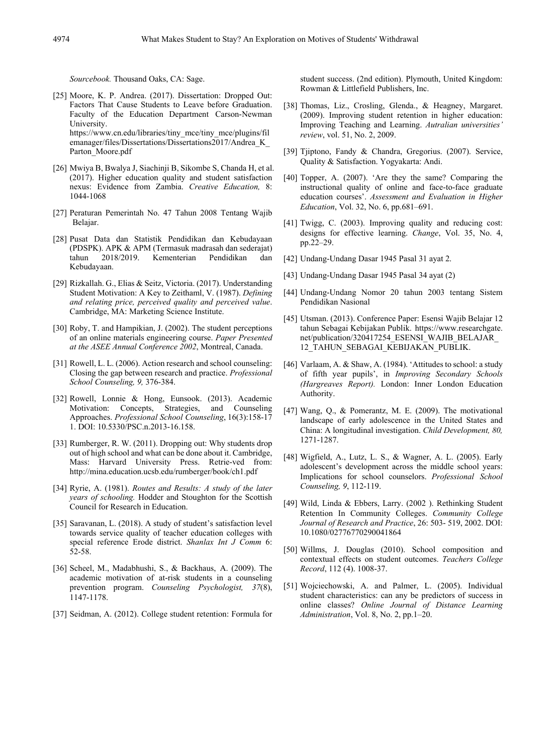*Sourcebook.* Thousand Oaks, CA: Sage.

[25] Moore, K. P. Andrea. (2017). Dissertation: Dropped Out: Factors That Cause Students to Leave before Graduation. Faculty of the Education Department Carson-Newman University. https://www.cn.edu/libraries/tiny_mce/tiny_mce/plugins/filemanager/files/Dissertations/Dissertations2017/Andrea_K_Parton_Moore.pdf

[26] Mwiya B, Bwalya J, Siachinji B, Sikombe S, Chanda H, et al. (2017). Higher education quality and student satisfaction nexus: Evidence from Zambia. *Creative Education,* 8: 1044-1068

[27] Peraturan Pemerintah No. 47 Tahun 2008 Tentang Wajib Belajar.

[28] Pusat Data dan Statistik Pendidikan dan Kebudayaan (PDSPK). APK & APM (Termasuk madrasah dan sederajat) tahun 2018/2019. Kementerian Pendidikan dan Kebudayaan.

[29] Rizkallah. G., Elias & Seitz, Victoria. (2017). Understanding Student Motivation: A Key to Zeithaml, V. (1987). *Defining and relating price, perceived quality and perceived value*. Cambridge, MA: Marketing Science Institute.

[30] Roby, T. and Hampikian, J. (2002). The student perceptions of an online materials engineering course. *Paper Presented at the ASEE Annual Conference 2002*, Montreal, Canada.

[31] Rowell, L. L. (2006). Action research and school counseling: Closing the gap between research and practice. *Professional School Counseling, 9,* 376-384.

[32] Rowell, Lonnie & Hong, Eunsook. (2013). Academic Motivation: Concepts, Strategies, and Counseling Approaches. *Professional School Counseling*, 16(3):158-171. DOI: 10.5330/PSC.n.2013-16.158.

[33] Rumberger, R. W. (2011). Dropping out: Why students drop out of high school and what can be done about it. Cambridge, Mass: Harvard University Press. Retrie-ved from: http://mina.education.ucsb.edu/rumberger/book/ch1.pdf

[34] Ryrie, A. (1981). *Routes and Results: A study of the later years of schooling.* Hodder and Stoughton for the Scottish Council for Research in Education.

[35] Saravanan, L. (2018). A study of student's satisfaction level towards service quality of teacher education colleges with special reference Erode district. *Shanlax Int J Comm* 6: 52-58.

[36] Scheel, M., Madabhushi, S., & Backhaus, A. (2009). The academic motivation of at-risk students in a counseling prevention program. *Counseling Psychologist, 37*(8), 1147-1178.

[37] Seidman, A. (2012). College student retention: Formula for student success. (2nd edition). Plymouth, United Kingdom: Rowman & Littlefield Publishers, Inc.

[38] Thomas, Liz., Crosling, Glenda., & Heagney, Margaret. (2009). Improving student retention in higher education: Improving Teaching and Learning. *Autralian universities' review*, vol. 51, No. 2, 2009.

[39] Tjiptono, Fandy & Chandra, Gregorius. (2007). Service, Quality & Satisfaction. Yogyakarta: Andi.

[40] Topper, A. (2007). 'Are they the same? Comparing the instructional quality of online and face-to-face graduate education courses'. *Assessment and Evaluation in Higher Education*, Vol. 32, No. 6, pp.681–691.

[41] Twigg, C. (2003). Improving quality and reducing cost: designs for effective learning. *Change*, Vol. 35, No. 4, pp.22–29.

[42] Undang-Undang Dasar 1945 Pasal 31 ayat 2.

[43] Undang-Undang Dasar 1945 Pasal 34 ayat (2)

[44] Undang-Undang Nomor 20 tahun 2003 tentang Sistem Pendidikan Nasional

[45] Utsman. (2013). Conference Paper: Esensi Wajib Belajar 12 tahun Sebagai Kebijakan Publik. https://www.researchgate.net/publication/320417254_ESENSI_WAJIB_BELAJAR_12_TAHUN_SEBAGAI_KEBIJAKAN_PUBLIK.

[46] Varlaam, A. & Shaw, A. (1984). 'Attitudes to school: a study of fifth year pupils', in *Improving Secondary Schools (Hargreaves Report).* London: Inner London Education Authority.

[47] Wang, Q., & Pomerantz, M. E. (2009). The motivational landscape of early adolescence in the United States and China: A longitudinal investigation. *Child Development, 80,* 1271-1287.

[48] Wigfield, A., Lutz, L. S., & Wagner, A. L. (2005). Early adolescent's development across the middle school years: Implications for school counselors. *Professional School Counseling, 9*, 112-119.

[49] Wild, Linda & Ebbers, Larry. (2002 ). Rethinking Student Retention In Community Colleges. *Community College Journal of Research and Practice*, 26: 503- 519, 2002. DOI: 10.1080/02776770290041864

[50] Willms, J. Douglas (2010). School composition and contextual effects on student outcomes. *Teachers College Record*, 112 (4). 1008-37.

[51] Wojciechowski, A. and Palmer, L. (2005). Individual student characteristics: can any be predictors of success in online classes? *Online Journal of Distance Learning Administration*, Vol. 8, No. 2, pp.1–20.